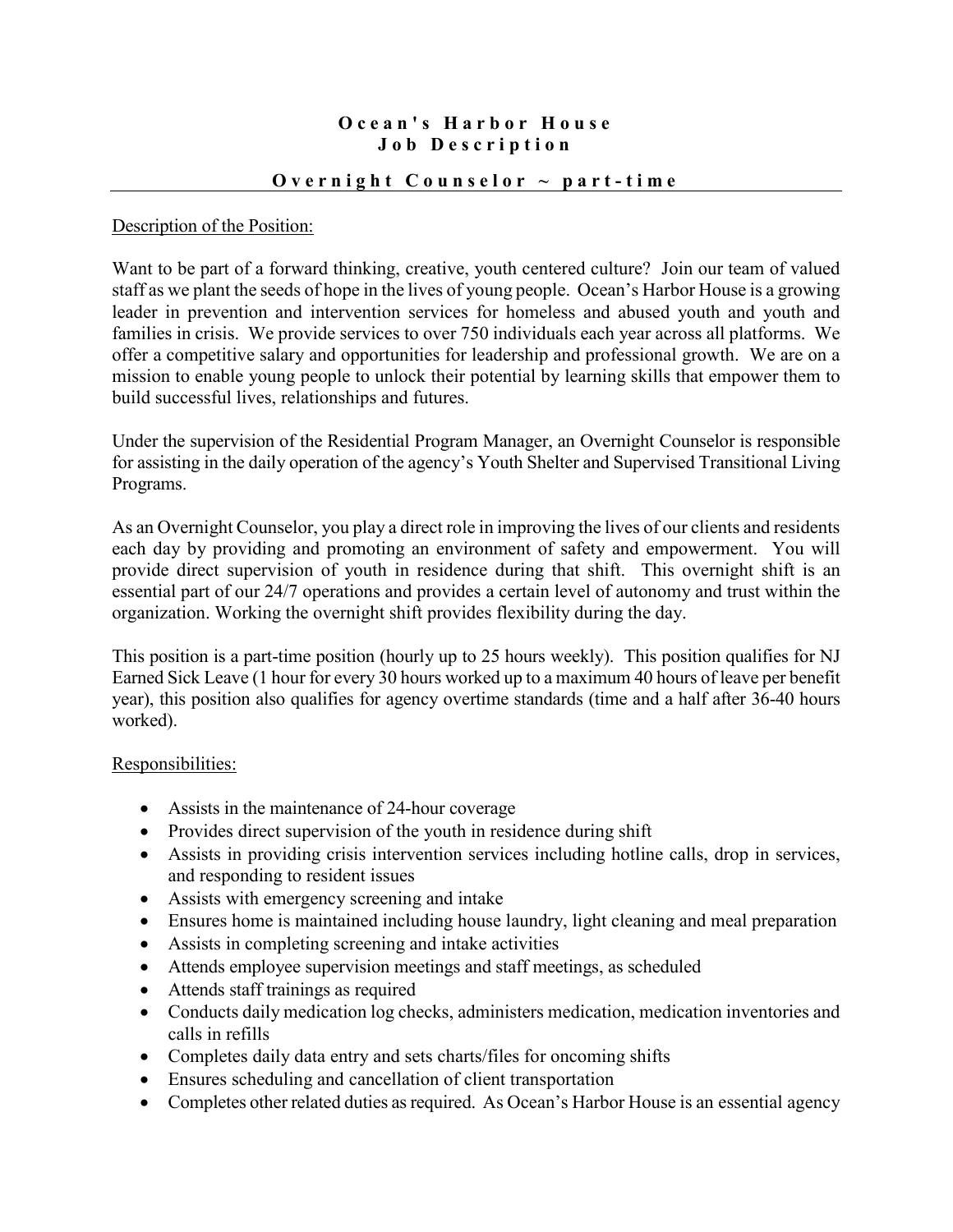# Ocean's Harbor House
## Job Description

### Overnight Counselor ~ part-time

Description of the Position:

Want to be part of a forward thinking, creative, youth centered culture? Join our team of valued staff as we plant the seeds of hope in the lives of young people. Ocean's Harbor House is a growing leader in prevention and intervention services for homeless and abused youth and youth and families in crisis. We provide services to over 750 individuals each year across all platforms. We offer a competitive salary and opportunities for leadership and professional growth. We are on a mission to enable young people to unlock their potential by learning skills that empower them to build successful lives, relationships and futures.

Under the supervision of the Residential Program Manager, an Overnight Counselor is responsible for assisting in the daily operation of the agency's Youth Shelter and Supervised Transitional Living Programs.

As an Overnight Counselor, you play a direct role in improving the lives of our clients and residents each day by providing and promoting an environment of safety and empowerment. You will provide direct supervision of youth in residence during that shift. This overnight shift is an essential part of our 24/7 operations and provides a certain level of autonomy and trust within the organization. Working the overnight shift provides flexibility during the day.

This position is a part-time position (hourly up to 25 hours weekly). This position qualifies for NJ Earned Sick Leave (1 hour for every 30 hours worked up to a maximum 40 hours of leave per benefit year), this position also qualifies for agency overtime standards (time and a half after 36-40 hours worked).

Responsibilities:

- Assists in the maintenance of 24-hour coverage
- Provides direct supervision of the youth in residence during shift
- Assists in providing crisis intervention services including hotline calls, drop in services, and responding to resident issues
- Assists with emergency screening and intake
- Ensures home is maintained including house laundry, light cleaning and meal preparation
- Assists in completing screening and intake activities
- Attends employee supervision meetings and staff meetings, as scheduled
- Attends staff trainings as required
- Conducts daily medication log checks, administers medication, medication inventories and calls in refills
- Completes daily data entry and sets charts/files for oncoming shifts
- Ensures scheduling and cancellation of client transportation
- Completes other related duties as required. As Ocean's Harbor House is an essential agency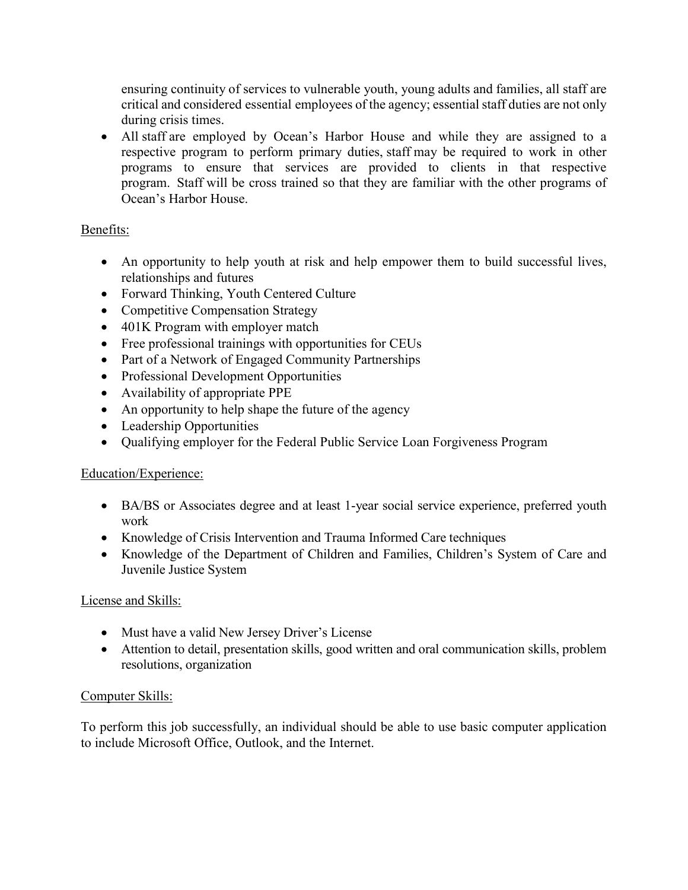ensuring continuity of services to vulnerable youth, young adults and families, all staff are critical and considered essential employees of the agency; essential staff duties are not only during crisis times.

- All staff are employed by Ocean's Harbor House and while they are assigned to a respective program to perform primary duties, staff may be required to work in other programs to ensure that services are provided to clients in that respective program. Staff will be cross trained so that they are familiar with the other programs of Ocean's Harbor House.

<u>Benefits:</u>

- An opportunity to help youth at risk and help empower them to build successful lives, relationships and futures
- Forward Thinking, Youth Centered Culture
- Competitive Compensation Strategy
- 401K Program with employer match
- Free professional trainings with opportunities for CEUs
- Part of a Network of Engaged Community Partnerships
- Professional Development Opportunities
- Availability of appropriate PPE
- An opportunity to help shape the future of the agency
- Leadership Opportunities
- Qualifying employer for the Federal Public Service Loan Forgiveness Program

<u>Education/Experience:</u>

- BA/BS or Associates degree and at least 1-year social service experience, preferred youth work
- Knowledge of Crisis Intervention and Trauma Informed Care techniques
- Knowledge of the Department of Children and Families, Children's System of Care and Juvenile Justice System

<u>License and Skills:</u>

- Must have a valid New Jersey Driver's License
- Attention to detail, presentation skills, good written and oral communication skills, problem resolutions, organization

<u>Computer Skills:</u>

To perform this job successfully, an individual should be able to use basic computer application to include Microsoft Office, Outlook, and the Internet.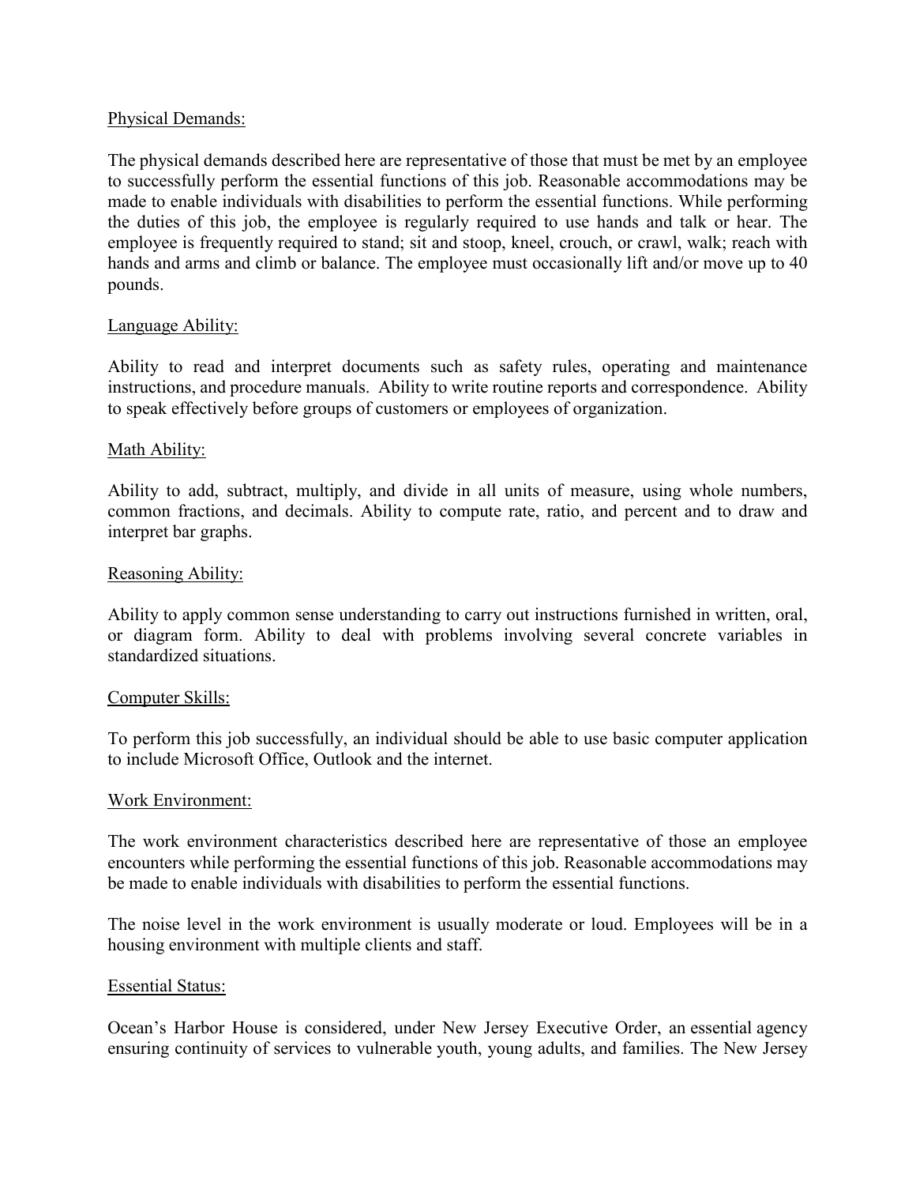Physical Demands:

The physical demands described here are representative of those that must be met by an employee to successfully perform the essential functions of this job. Reasonable accommodations may be made to enable individuals with disabilities to perform the essential functions. While performing the duties of this job, the employee is regularly required to use hands and talk or hear. The employee is frequently required to stand; sit and stoop, kneel, crouch, or crawl, walk; reach with hands and arms and climb or balance. The employee must occasionally lift and/or move up to 40 pounds.

Language Ability:

Ability to read and interpret documents such as safety rules, operating and maintenance instructions, and procedure manuals. Ability to write routine reports and correspondence. Ability to speak effectively before groups of customers or employees of organization.

Math Ability:

Ability to add, subtract, multiply, and divide in all units of measure, using whole numbers, common fractions, and decimals. Ability to compute rate, ratio, and percent and to draw and interpret bar graphs.

Reasoning Ability:

Ability to apply common sense understanding to carry out instructions furnished in written, oral, or diagram form. Ability to deal with problems involving several concrete variables in standardized situations.

Computer Skills:

To perform this job successfully, an individual should be able to use basic computer application to include Microsoft Office, Outlook and the internet.

Work Environment:

The work environment characteristics described here are representative of those an employee encounters while performing the essential functions of this job. Reasonable accommodations may be made to enable individuals with disabilities to perform the essential functions.

The noise level in the work environment is usually moderate or loud. Employees will be in a housing environment with multiple clients and staff.

Essential Status:

Ocean's Harbor House is considered, under New Jersey Executive Order, an essential agency ensuring continuity of services to vulnerable youth, young adults, and families. The New Jersey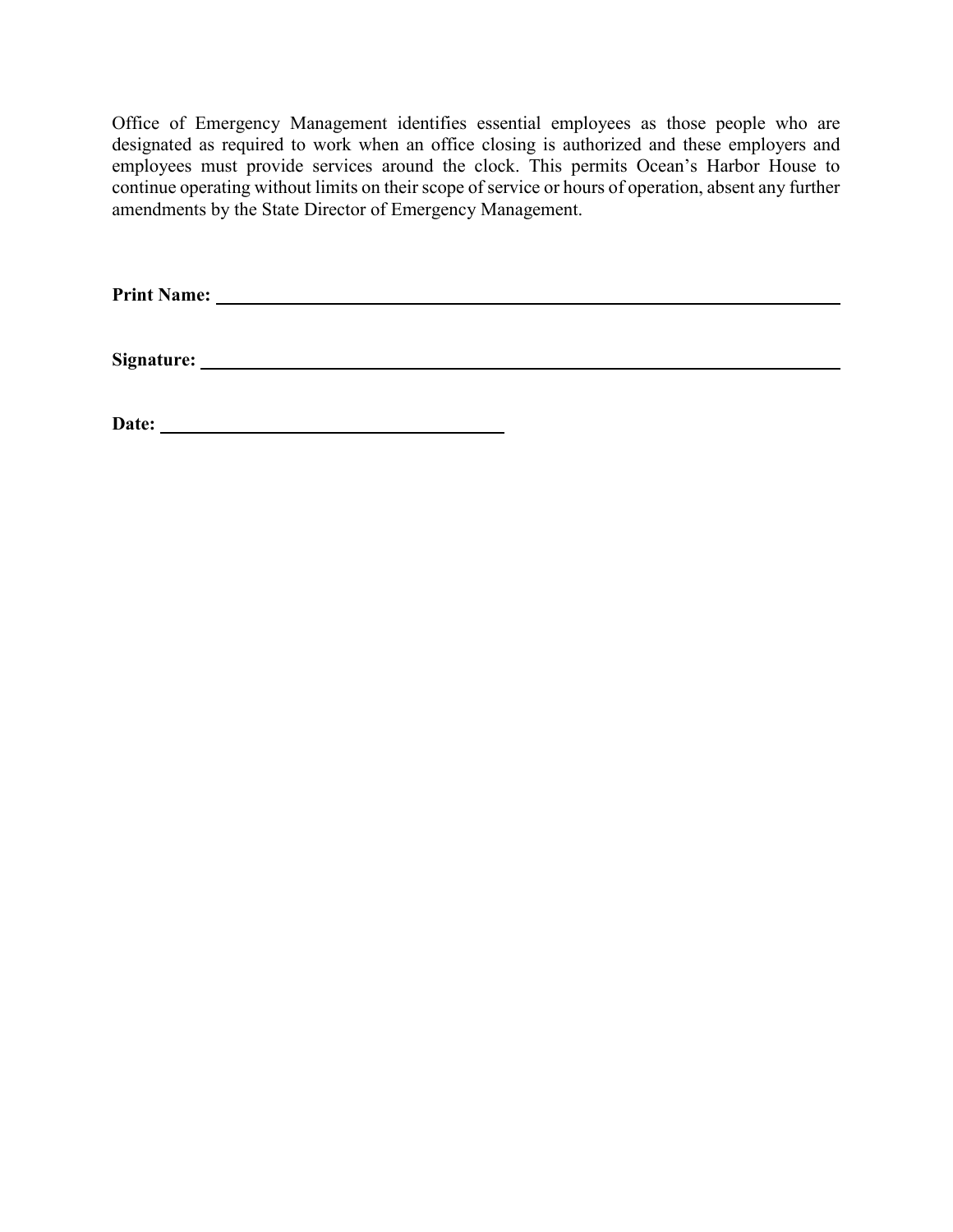Office of Emergency Management identifies essential employees as those people who are designated as required to work when an office closing is authorized and these employers and employees must provide services around the clock. This permits Ocean's Harbor House to continue operating without limits on their scope of service or hours of operation, absent any further amendments by the State Director of Emergency Management.

**Print Name:** ______________________________________________________________

**Signature:** ______________________________________________________________

**Date:** ______________________________